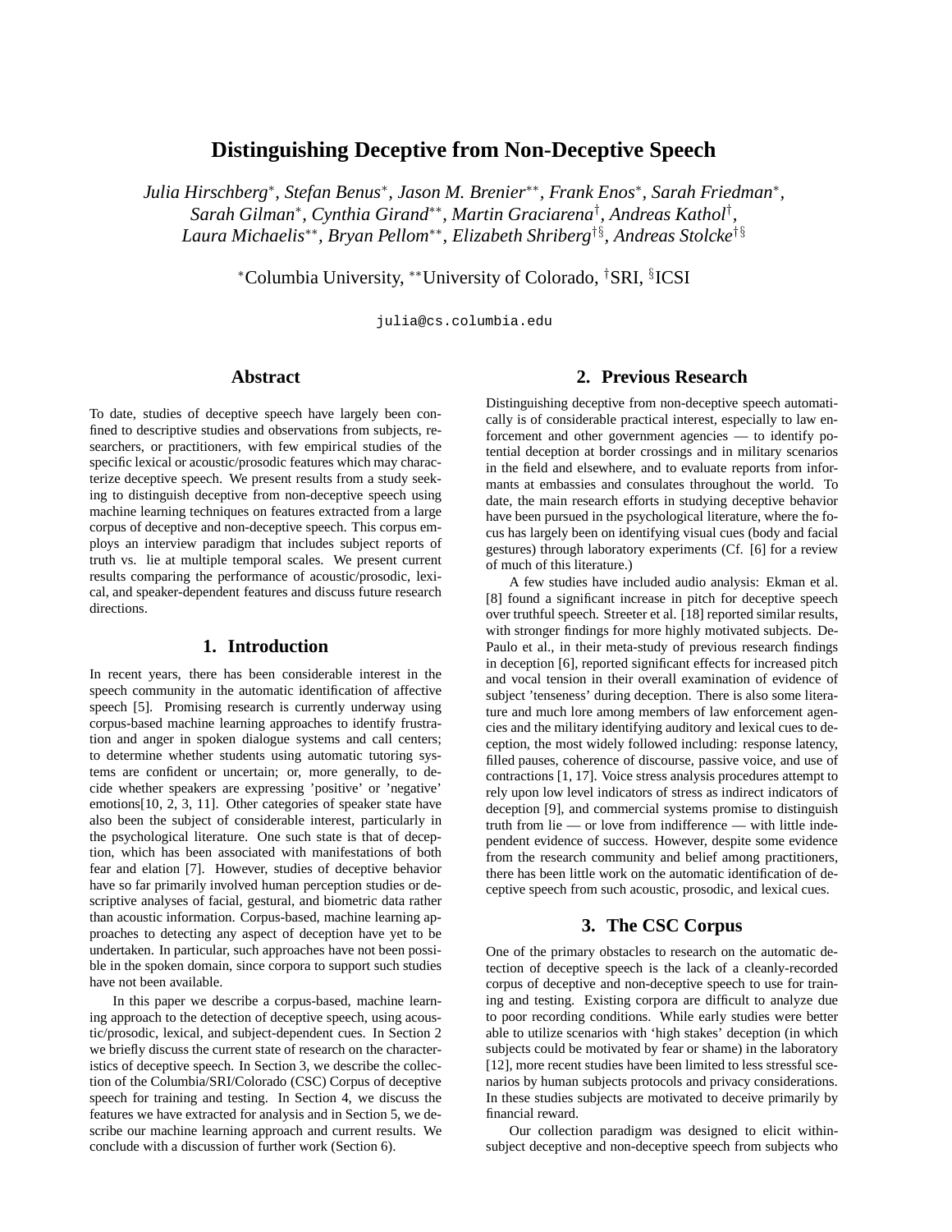# Distinguishing Deceptive from Non-Deceptive Speech

*Julia Hirschberg*, Stefan Benus*, Jason M. Brenier**, Frank Enos*, Sarah Friedman*, Sarah Gilman*, Cynthia Girand**, Martin Graciarena†, Andreas Kathol†, Laura Michaelis**, Bryan Pellom**, Elizabeth Shriberg†§, Andreas Stolcke†§*

*Columbia University, **University of Colorado, †SRI, §ICSI

julia@cs.columbia.edu

## Abstract

To date, studies of deceptive speech have largely been confined to descriptive studies and observations from subjects, researchers, or practitioners, with few empirical studies of the specific lexical or acoustic/prosodic features which may characterize deceptive speech. We present results from a study seeking to distinguish deceptive from non-deceptive speech using machine learning techniques on features extracted from a large corpus of deceptive and non-deceptive speech. This corpus employs an interview paradigm that includes subject reports of truth vs. lie at multiple temporal scales. We present current results comparing the performance of acoustic/prosodic, lexical, and speaker-dependent features and discuss future research directions.

## 1. Introduction

In recent years, there has been considerable interest in the speech community in the automatic identification of affective speech [5]. Promising research is currently underway using corpus-based machine learning approaches to identify frustration and anger in spoken dialogue systems and call centers; to determine whether students using automatic tutoring systems are confident or uncertain; or, more generally, to decide whether speakers are expressing 'positive' or 'negative' emotions[10, 2, 3, 11]. Other categories of speaker state have also been the subject of considerable interest, particularly in the psychological literature. One such state is that of deception, which has been associated with manifestations of both fear and elation [7]. However, studies of deceptive behavior have so far primarily involved human perception studies or descriptive analyses of facial, gestural, and biometric data rather than acoustic information. Corpus-based, machine learning approaches to detecting any aspect of deception have yet to be undertaken. In particular, such approaches have not been possible in the spoken domain, since corpora to support such studies have not been available.

In this paper we describe a corpus-based, machine learning approach to the detection of deceptive speech, using acoustic/prosodic, lexical, and subject-dependent cues. In Section 2 we briefly discuss the current state of research on the characteristics of deceptive speech. In Section 3, we describe the collection of the Columbia/SRI/Colorado (CSC) Corpus of deceptive speech for training and testing. In Section 4, we discuss the features we have extracted for analysis and in Section 5, we describe our machine learning approach and current results. We conclude with a discussion of further work (Section 6).

## 2. Previous Research

Distinguishing deceptive from non-deceptive speech automatically is of considerable practical interest, especially to law enforcement and other government agencies — to identify potential deception at border crossings and in military scenarios in the field and elsewhere, and to evaluate reports from informants at embassies and consulates throughout the world. To date, the main research efforts in studying deceptive behavior have been pursued in the psychological literature, where the focus has largely been on identifying visual cues (body and facial gestures) through laboratory experiments (Cf. [6] for a review of much of this literature.)

A few studies have included audio analysis: Ekman et al. [8] found a significant increase in pitch for deceptive speech over truthful speech. Streeter et al. [18] reported similar results, with stronger findings for more highly motivated subjects. DePaulo et al., in their meta-study of previous research findings in deception [6], reported significant effects for increased pitch and vocal tension in their overall examination of evidence of subject 'tenseness' during deception. There is also some literature and much lore among members of law enforcement agencies and the military identifying auditory and lexical cues to deception, the most widely followed including: response latency, filled pauses, coherence of discourse, passive voice, and use of contractions [1, 17]. Voice stress analysis procedures attempt to rely upon low level indicators of stress as indirect indicators of deception [9], and commercial systems promise to distinguish truth from lie — or love from indifference — with little independent evidence of success. However, despite some evidence from the research community and belief among practitioners, there has been little work on the automatic identification of deceptive speech from such acoustic, prosodic, and lexical cues.

## 3. The CSC Corpus

One of the primary obstacles to research on the automatic detection of deceptive speech is the lack of a cleanly-recorded corpus of deceptive and non-deceptive speech to use for training and testing. Existing corpora are difficult to analyze due to poor recording conditions. While early studies were better able to utilize scenarios with 'high stakes' deception (in which subjects could be motivated by fear or shame) in the laboratory [12], more recent studies have been limited to less stressful scenarios by human subjects protocols and privacy considerations. In these studies subjects are motivated to deceive primarily by financial reward.

Our collection paradigm was designed to elicit within-subject deceptive and non-deceptive speech from subjects who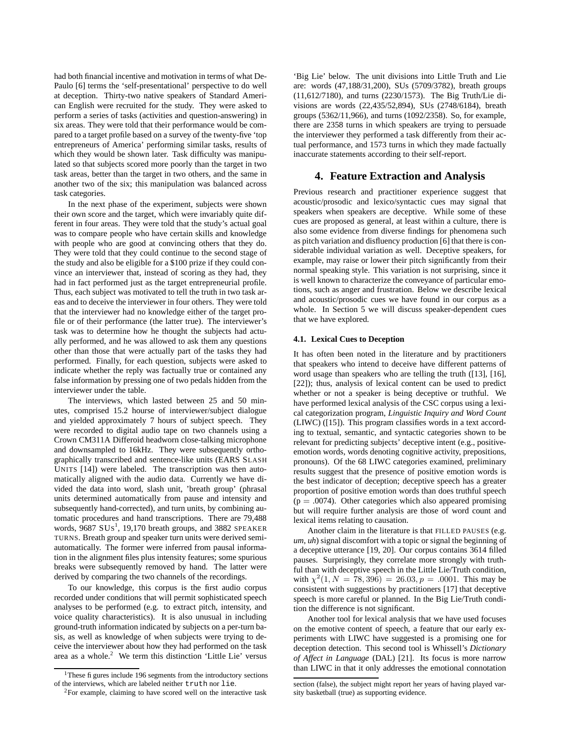had both financial incentive and motivation in terms of what DePaulo [6] terms the 'self-presentational' perspective to do well at deception. Thirty-two native speakers of Standard American English were recruited for the study. They were asked to perform a series of tasks (activities and question-answering) in six areas. They were told that their performance would be compared to a target profile based on a survey of the twenty-five 'top entrepreneurs of America' performing similar tasks, results of which they would be shown later. Task difficulty was manipulated so that subjects scored more poorly than the target in two task areas, better than the target in two others, and the same in another two of the six; this manipulation was balanced across task categories.

In the next phase of the experiment, subjects were shown their own score and the target, which were invariably quite different in four areas. They were told that the study's actual goal was to compare people who have certain skills and knowledge with people who are good at convincing others that they do. They were told that they could continue to the second stage of the study and also be eligible for a $100 prize if they could convince an interviewer that, instead of scoring as they had, they had in fact performed just as the target entrepreneurial profile. Thus, each subject was motivated to tell the truth in two task areas and to deceive the interviewer in four others. They were told that the interviewer had no knowledge either of the target profile or of their performance (the latter true). The interviewer's task was to determine how he thought the subjects had actually performed, and he was allowed to ask them any questions other than those that were actually part of the tasks they had performed. Finally, for each question, subjects were asked to indicate whether the reply was factually true or contained any false information by pressing one of two pedals hidden from the interviewer under the table.

The interviews, which lasted between 25 and 50 minutes, comprised 15.2 hourse of interviewer/subject dialogue and yielded approximately 7 hours of subject speech. They were recorded to digital audio tape on two channels using a Crown CM311A Differoid headworn close-talking microphone and downsampled to 16kHz. They were subsequently orthographically transcribed and sentence-like units (EARS SLASH UNITS [14]) were labeled. The transcription was then automatically aligned with the audio data. Currently we have divided the data into word, slash unit, 'breath group' (phrasal units determined automatically from pause and intensity and subsequently hand-corrected), and turn units, by combining automatic procedures and hand transcriptions. There are 79,488 words, 9687 SUs[1], 19,170 breath groups, and 3882 SPEAKER TURNS. Breath group and speaker turn units were derived semi-automatically. The former were inferred from pausal information in the alignment files plus intensity features; some spurious breaks were subsequently removed by hand. The latter were derived by comparing the two channels of the recordings.

To our knowledge, this corpus is the first audio corpus recorded under conditions that will permit sophisticated speech analyses to be performed (e.g. to extract pitch, intensity, and voice quality characteristics). It is also unusual in including ground-truth information indicated by subjects on a per-turn basis, as well as knowledge of when subjects were trying to deceive the interviewer about how they had performed on the task area as a whole.[2] We term this distinction 'Little Lie' versus 'Big Lie' below. The unit divisions into Little Truth and Lie are: words (47,188/31,200), SUs (5709/3782), breath groups (11,612/7180), and turns (2230/1573). The Big Truth/Lie divisions are words (22,435/52,894), SUs (2748/6184), breath groups (5362/11,966), and turns (1092/2358). So, for example, there are 2358 turns in which speakers are trying to persuade the interviewer they performed a task differently from their actual performance, and 1573 turns in which they made factually inaccurate statements according to their self-report.

[1] These figures include 196 segments from the introductory sections of the interviews, which are labeled neither `truth` nor `lie`.

[2] For example, claiming to have scored well on the interactive task section (false), the subject might report her years of having played varsity basketball (true) as supporting evidence.

## 4. Feature Extraction and Analysis

Previous research and practitioner experience suggest that acoustic/prosodic and lexico/syntactic cues may signal that speakers when speakers are deceptive. While some of these cues are proposed as general, at least within a culture, there is also some evidence from diverse findings for phenomena such as pitch variation and disfluency production [6] that there is considerable individual variation as well. Deceptive speakers, for example, may raise or lower their pitch significantly from their normal speaking style. This variation is not surprising, since it is well known to characterize the conveyance of particular emotions, such as anger and frustration. Below we describe lexical and acoustic/prosodic cues we have found in our corpus as a whole. In Section 5 we will discuss speaker-dependent cues that we have explored.

### 4.1. Lexical Cues to Deception

It has often been noted in the literature and by practitioners that speakers who intend to deceive have different patterns of word usage than speakers who are telling the truth ([13], [16], [22]); thus, analysis of lexical content can be used to predict whether or not a speaker is being deceptive or truthful. We have performed lexical analysis of the CSC corpus using a lexical categorization program, *Linguistic Inquiry and Word Count* (LIWC) ([15]). This program classifies words in a text according to textual, semantic, and syntactic categories shown to be relevant for predicting subjects' deceptive intent (e.g., positive-emotion words, words denoting cognitive activity, prepositions, pronouns). Of the 68 LIWC categories examined, preliminary results suggest that the presence of positive emotion words is the best indicator of deception; deceptive speech has a greater proportion of positive emotion words than does truthful speech ($p = .0074$). Other categories which also appeared promising but will require further analysis are those of word count and lexical items relating to causation.

Another claim in the literature is that FILLED PAUSES (e.g. *um*, *uh*) signal discomfort with a topic or signal the beginning of a deceptive utterance [19, 20]. Our corpus contains 3614 filled pauses. Surprisingly, they correlate more strongly with truthful than with deceptive speech in the Little Lie/Truth condition, with $\chi^2(1, N = 78,396) = 26.03, p = .0001$. This may be consistent with suggestions by practitioners [17] that deceptive speech is more careful or planned. In the Big Lie/Truth condition the difference is not significant.

Another tool for lexical analysis that we have used focuses on the emotive content of speech, a feature that our early experiments with LIWC have suggested is a promising one for deception detection. This second tool is Whissell's *Dictionary of Affect in Language* (DAL) [21]. Its focus is more narrow than LIWC in that it only addresses the emotional connotation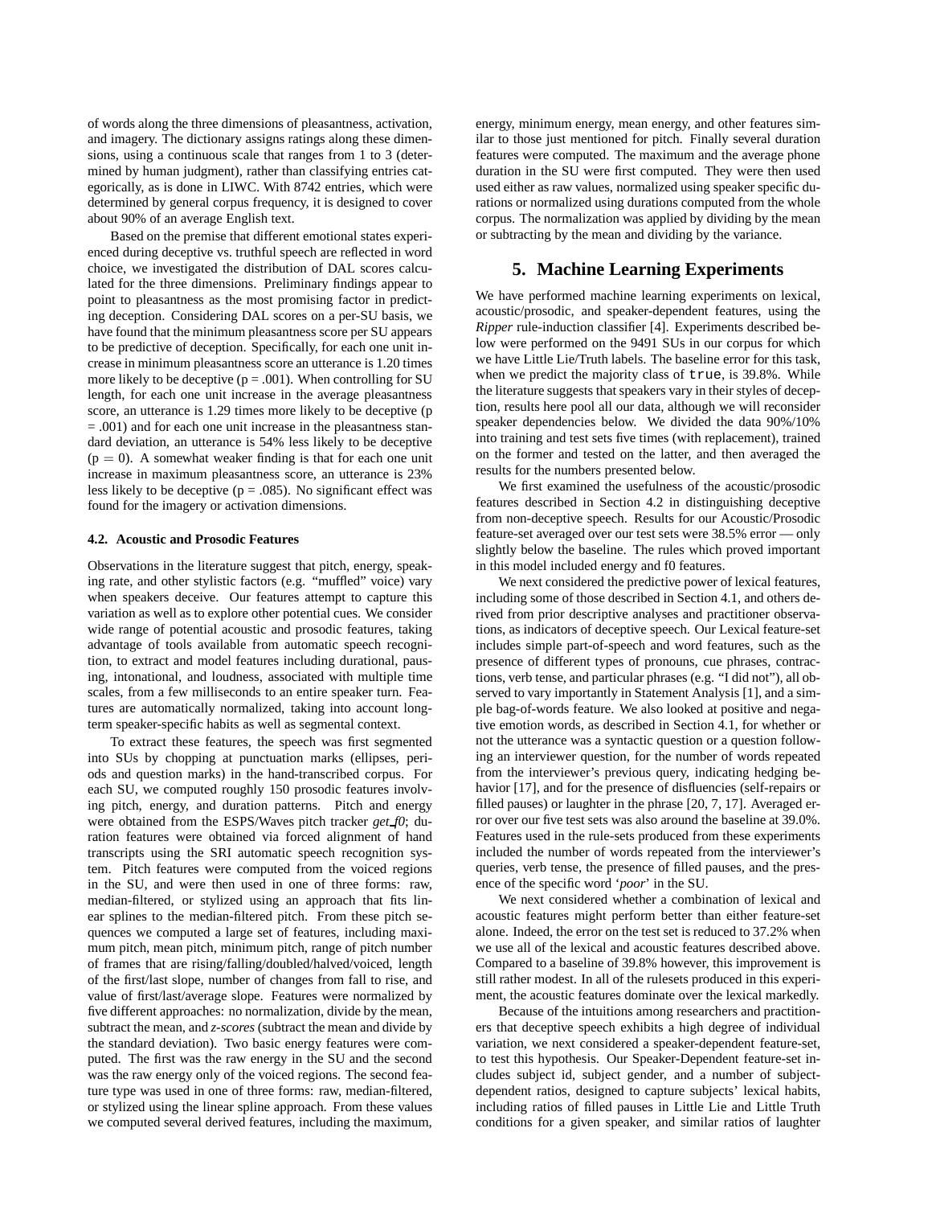of words along the three dimensions of pleasantness, activation, and imagery. The dictionary assigns ratings along these dimensions, using a continuous scale that ranges from 1 to 3 (determined by human judgment), rather than classifying entries categorically, as is done in LIWC. With 8742 entries, which were determined by general corpus frequency, it is designed to cover about 90% of an average English text.

Based on the premise that different emotional states experienced during deceptive vs. truthful speech are reflected in word choice, we investigated the distribution of DAL scores calculated for the three dimensions. Preliminary findings appear to point to pleasantness as the most promising factor in predicting deception. Considering DAL scores on a per-SU basis, we have found that the minimum pleasantness score per SU appears to be predictive of deception. Specifically, for each one unit increase in minimum pleasantness score an utterance is 1.20 times more likely to be deceptive ($p = .001$). When controlling for SU length, for each one unit increase in the average pleasantness score, an utterance is 1.29 times more likely to be deceptive ($p = .001$) and for each one unit increase in the pleasantness standard deviation, an utterance is 54% less likely to be deceptive ($p = 0$). A somewhat weaker finding is that for each one unit increase in maximum pleasantness score, an utterance is 23% less likely to be deceptive ($p = .085$). No significant effect was found for the imagery or activation dimensions.

### 4.2. Acoustic and Prosodic Features

Observations in the literature suggest that pitch, energy, speaking rate, and other stylistic factors (e.g. "muffled" voice) vary when speakers deceive. Our features attempt to capture this variation as well as to explore other potential cues. We consider wide range of potential acoustic and prosodic features, taking advantage of tools available from automatic speech recognition, to extract and model features including durational, pausing, intonational, and loudness, associated with multiple time scales, from a few milliseconds to an entire speaker turn. Features are automatically normalized, taking into account long-term speaker-specific habits as well as segmental context.

To extract these features, the speech was first segmented into SUs by chopping at punctuation marks (ellipses, periods and question marks) in the hand-transcribed corpus. For each SU, we computed roughly 150 prosodic features involving pitch, energy, and duration patterns. Pitch and energy were obtained from the ESPS/Waves pitch tracker *get_f0*; duration features were obtained via forced alignment of hand transcripts using the SRI automatic speech recognition system. Pitch features were computed from the voiced regions in the SU, and were then used in one of three forms: raw, median-filtered, or stylized using an approach that fits linear splines to the median-filtered pitch. From these pitch sequences we computed a large set of features, including maximum pitch, mean pitch, minimum pitch, range of pitch number of frames that are rising/falling/doubled/halved/voiced, length of the first/last slope, number of changes from fall to rise, and value of first/last/average slope. Features were normalized by five different approaches: no normalization, divide by the mean, subtract the mean, and *z-scores* (subtract the mean and divide by the standard deviation). Two basic energy features were computed. The first was the raw energy in the SU and the second was the raw energy only of the voiced regions. The second feature type was used in one of three forms: raw, median-filtered, or stylized using the linear spline approach. From these values we computed several derived features, including the maximum, energy, minimum energy, mean energy, and other features similar to those just mentioned for pitch. Finally several duration features were computed. The maximum and the average phone duration in the SU were first computed. They were then used used either as raw values, normalized using speaker specific durations or normalized using durations computed from the whole corpus. The normalization was applied by dividing by the mean or subtracting by the mean and dividing by the variance.

## 5. Machine Learning Experiments

We have performed machine learning experiments on lexical, acoustic/prosodic, and speaker-dependent features, using the *Ripper* rule-induction classifier [4]. Experiments described below were performed on the 9491 SUs in our corpus for which we have Little Lie/Truth labels. The baseline error for this task, when we predict the majority class of `true`, is 39.8%. While the literature suggests that speakers vary in their styles of deception, results here pool all our data, although we will reconsider speaker dependencies below. We divided the data 90%/10% into training and test sets five times (with replacement), trained on the former and tested on the latter, and then averaged the results for the numbers presented below.

We first examined the usefulness of the acoustic/prosodic features described in Section 4.2 in distinguishing deceptive from non-deceptive speech. Results for our Acoustic/Prosodic feature-set averaged over our test sets were 38.5% error — only slightly below the baseline. The rules which proved important in this model included energy and f0 features.

We next considered the predictive power of lexical features, including some of those described in Section 4.1, and others derived from prior descriptive analyses and practitioner observations, as indicators of deceptive speech. Our Lexical feature-set includes simple part-of-speech and word features, such as the presence of different types of pronouns, cue phrases, contractions, verb tense, and particular phrases (e.g. "I did not"), all observed to vary importantly in Statement Analysis [1], and a simple bag-of-words feature. We also looked at positive and negative emotion words, as described in Section 4.1, for whether or not the utterance was a syntactic question or a question following an interviewer question, for the number of words repeated from the interviewer's previous query, indicating hedging behavior [17], and for the presence of disfluencies (self-repairs or filled pauses) or laughter in the phrase [20, 7, 17]. Averaged error over our five test sets was also around the baseline at 39.0%. Features used in the rule-sets produced from these experiments included the number of words repeated from the interviewer's queries, verb tense, the presence of filled pauses, and the presence of the specific word '*poor*' in the SU.

We next considered whether a combination of lexical and acoustic features might perform better than either feature-set alone. Indeed, the error on the test set is reduced to 37.2% when we use all of the lexical and acoustic features described above. Compared to a baseline of 39.8% however, this improvement is still rather modest. In all of the rulesets produced in this experiment, the acoustic features dominate over the lexical markedly.

Because of the intuitions among researchers and practitioners that deceptive speech exhibits a high degree of individual variation, we next considered a speaker-dependent feature-set, to test this hypothesis. Our Speaker-Dependent feature-set includes subject id, subject gender, and a number of subject-dependent ratios, designed to capture subjects' lexical habits, including ratios of filled pauses in Little Lie and Little Truth conditions for a given speaker, and similar ratios of laughter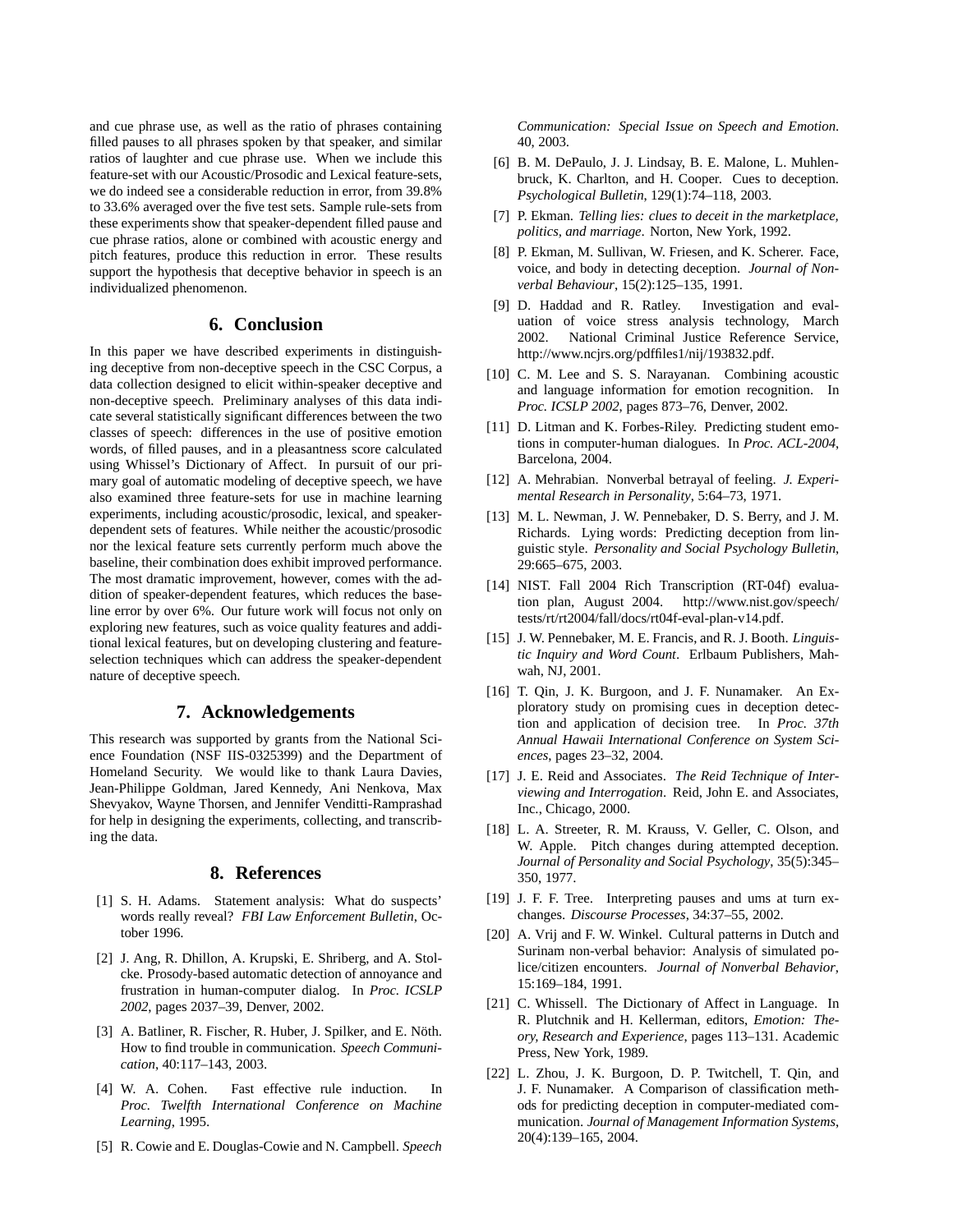and cue phrase use, as well as the ratio of phrases containing filled pauses to all phrases spoken by that speaker, and similar ratios of laughter and cue phrase use. When we include this feature-set with our Acoustic/Prosodic and Lexical feature-sets, we do indeed see a considerable reduction in error, from 39.8% to 33.6% averaged over the five test sets. Sample rule-sets from these experiments show that speaker-dependent filled pause and cue phrase ratios, alone or combined with acoustic energy and pitch features, produce this reduction in error. These results support the hypothesis that deceptive behavior in speech is an individualized phenomenon.

## 6. Conclusion

In this paper we have described experiments in distinguishing deceptive from non-deceptive speech in the CSC Corpus, a data collection designed to elicit within-speaker deceptive and non-deceptive speech. Preliminary analyses of this data indicate several statistically significant differences between the two classes of speech: differences in the use of positive emotion words, of filled pauses, and in a pleasantness score calculated using Whissel's Dictionary of Affect. In pursuit of our primary goal of automatic modeling of deceptive speech, we have also examined three feature-sets for use in machine learning experiments, including acoustic/prosodic, lexical, and speaker-dependent sets of features. While neither the acoustic/prosodic nor the lexical feature sets currently perform much above the baseline, their combination does exhibit improved performance. The most dramatic improvement, however, comes with the addition of speaker-dependent features, which reduces the baseline error by over 6%. Our future work will focus not only on exploring new features, such as voice quality features and additional lexical features, but on developing clustering and feature-selection techniques which can address the speaker-dependent nature of deceptive speech.

## 7. Acknowledgements

This research was supported by grants from the National Science Foundation (NSF IIS-0325399) and the Department of Homeland Security. We would like to thank Laura Davies, Jean-Philippe Goldman, Jared Kennedy, Ani Nenkova, Max Shevyakov, Wayne Thorsen, and Jennifer Venditti-Ramprashad for help in designing the experiments, collecting, and transcribing the data.

## 8. References

[1] S. H. Adams. Statement analysis: What do suspects' words really reveal? *FBI Law Enforcement Bulletin*, October 1996.

[2] J. Ang, R. Dhillon, A. Krupski, E. Shriberg, and A. Stolcke. Prosody-based automatic detection of annoyance and frustration in human-computer dialog. In *Proc. ICSLP 2002*, pages 2037–39, Denver, 2002.

[3] A. Batliner, R. Fischer, R. Huber, J. Spilker, and E. Nöth. How to find trouble in communication. *Speech Communication*, 40:117–143, 2003.

[4] W. A. Cohen. Fast effective rule induction. In *Proc. Twelfth International Conference on Machine Learning*, 1995.

[5] R. Cowie and E. Douglas-Cowie and N. Campbell. *Speech Communication: Special Issue on Speech and Emotion*. 40, 2003.

[6] B. M. DePaulo, J. J. Lindsay, B. E. Malone, L. Muhlenbruck, K. Charlton, and H. Cooper. Cues to deception. *Psychological Bulletin*, 129(1):74–118, 2003.

[7] P. Ekman. *Telling lies: clues to deceit in the marketplace, politics, and marriage*. Norton, New York, 1992.

[8] P. Ekman, M. Sullivan, W. Friesen, and K. Scherer. Face, voice, and body in detecting deception. *Journal of Nonverbal Behaviour*, 15(2):125–135, 1991.

[9] D. Haddad and R. Ratley. Investigation and evaluation of voice stress analysis technology, March 2002. National Criminal Justice Reference Service, http://www.ncjrs.org/pdffiles1/nij/193832.pdf.

[10] C. M. Lee and S. S. Narayanan. Combining acoustic and language information for emotion recognition. In *Proc. ICSLP 2002*, pages 873–76, Denver, 2002.

[11] D. Litman and K. Forbes-Riley. Predicting student emotions in computer-human dialogues. In *Proc. ACL-2004*, Barcelona, 2004.

[12] A. Mehrabian. Nonverbal betrayal of feeling. *J. Experimental Research in Personality*, 5:64–73, 1971.

[13] M. L. Newman, J. W. Pennebaker, D. S. Berry, and J. M. Richards. Lying words: Predicting deception from linguistic style. *Personality and Social Psychology Bulletin*, 29:665–675, 2003.

[14] NIST. Fall 2004 Rich Transcription (RT-04f) evaluation plan, August 2004. http://www.nist.gov/speech/tests/rt/rt2004/fall/docs/rt04f-eval-plan-v14.pdf.

[15] J. W. Pennebaker, M. E. Francis, and R. J. Booth. *Linguistic Inquiry and Word Count*. Erlbaum Publishers, Mahwah, NJ, 2001.

[16] T. Qin, J. K. Burgoon, and J. F. Nunamaker. An Exploratory study on promising cues in deception detection and application of decision tree. In *Proc. 37th Annual Hawaii International Conference on System Sciences*, pages 23–32, 2004.

[17] J. E. Reid and Associates. *The Reid Technique of Interviewing and Interrogation*. Reid, John E. and Associates, Inc., Chicago, 2000.

[18] L. A. Streeter, R. M. Krauss, V. Geller, C. Olson, and W. Apple. Pitch changes during attempted deception. *Journal of Personality and Social Psychology*, 35(5):345–350, 1977.

[19] J. F. F. Tree. Interpreting pauses and ums at turn exchanges. *Discourse Processes*, 34:37–55, 2002.

[20] A. Vrij and F. W. Winkel. Cultural patterns in Dutch and Surinam non-verbal behavior: Analysis of simulated police/citizen encounters. *Journal of Nonverbal Behavior*, 15:169–184, 1991.

[21] C. Whissell. The Dictionary of Affect in Language. In R. Plutchnik and H. Kellerman, editors, *Emotion: Theory, Research and Experience*, pages 113–131. Academic Press, New York, 1989.

[22] L. Zhou, J. K. Burgoon, D. P. Twitchell, T. Qin, and J. F. Nunamaker. A Comparison of classification methods for predicting deception in computer-mediated communication. *Journal of Management Information Systems*, 20(4):139–165, 2004.